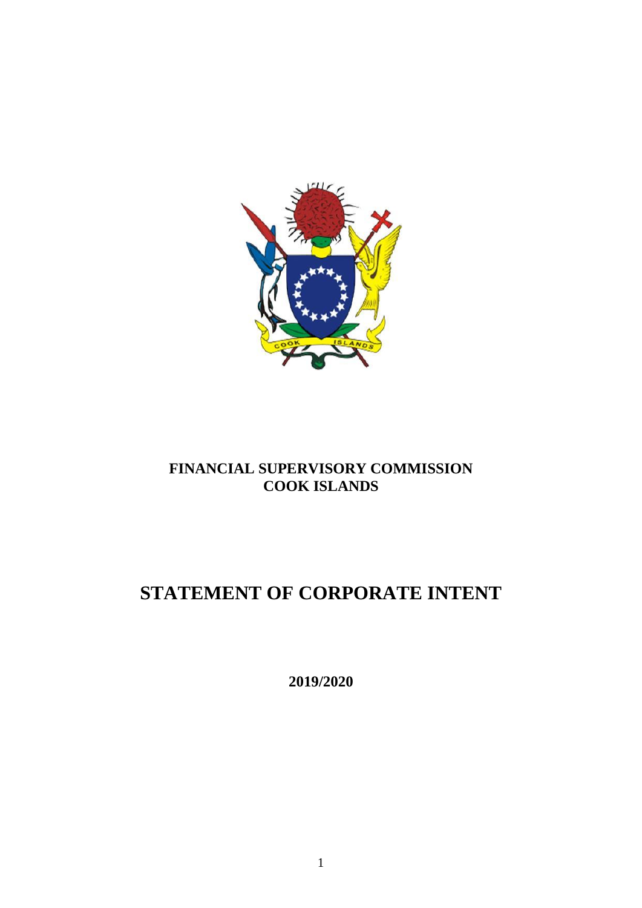# FINANCIAL SUPERVISORY COMMISSION
# COOK ISLANDS

# STATEMENT OF CORPORATE INTENT

**2019/2020**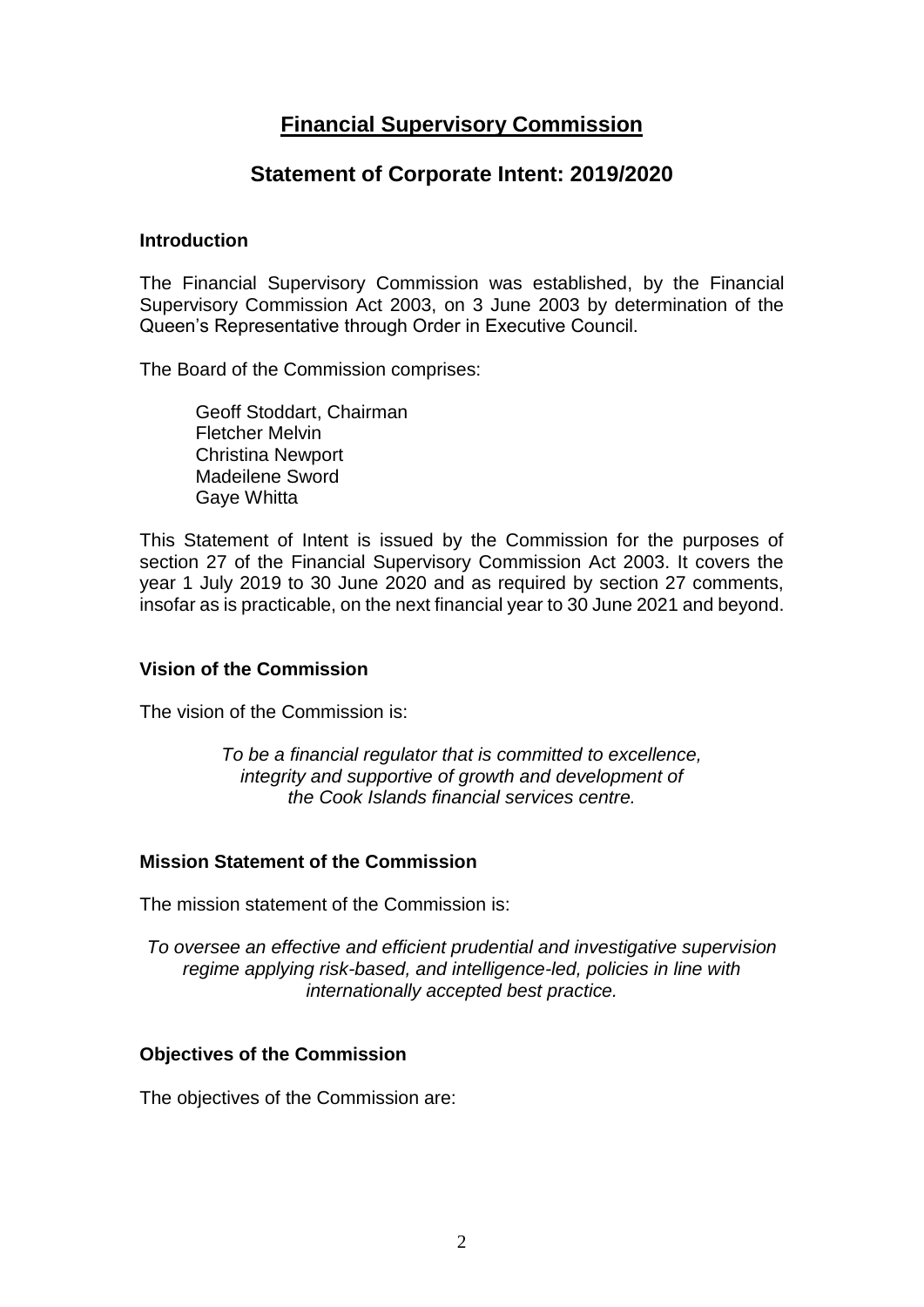# Financial Supervisory Commission

## Statement of Corporate Intent: 2019/2020

### Introduction

The Financial Supervisory Commission was established, by the Financial Supervisory Commission Act 2003, on 3 June 2003 by determination of the Queen's Representative through Order in Executive Council.

The Board of the Commission comprises:

Geoff Stoddart, Chairman
Fletcher Melvin
Christina Newport
Madeilene Sword
Gaye Whitta

This Statement of Intent is issued by the Commission for the purposes of section 27 of the Financial Supervisory Commission Act 2003. It covers the year 1 July 2019 to 30 June 2020 and as required by section 27 comments, insofar as is practicable, on the next financial year to 30 June 2021 and beyond.

### Vision of the Commission

The vision of the Commission is:

*To be a financial regulator that is committed to excellence, integrity and supportive of growth and development of the Cook Islands financial services centre.*

### Mission Statement of the Commission

The mission statement of the Commission is:

*To oversee an effective and efficient prudential and investigative supervision regime applying risk-based, and intelligence-led, policies in line with internationally accepted best practice.*

### Objectives of the Commission

The objectives of the Commission are: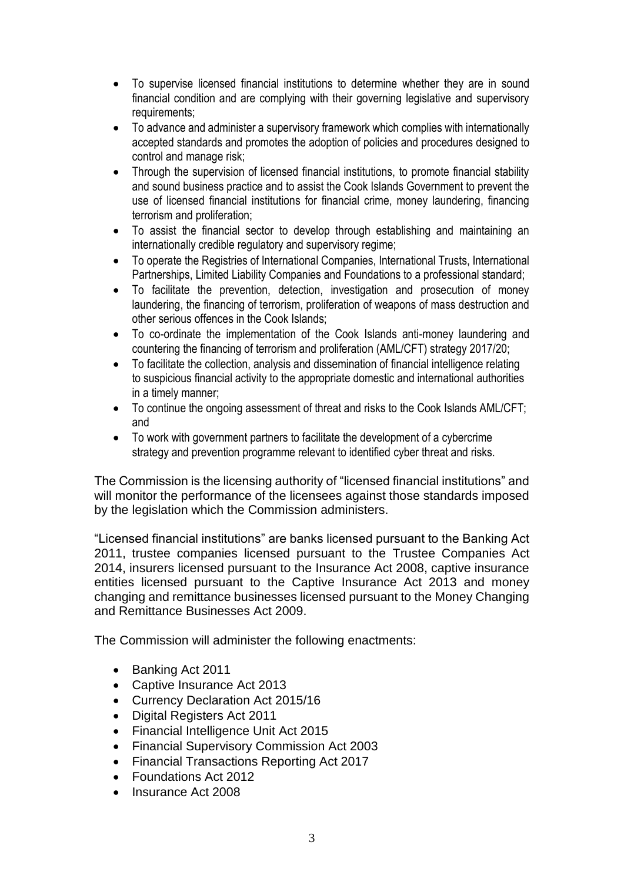- To supervise licensed financial institutions to determine whether they are in sound financial condition and are complying with their governing legislative and supervisory requirements;
- To advance and administer a supervisory framework which complies with internationally accepted standards and promotes the adoption of policies and procedures designed to control and manage risk;
- Through the supervision of licensed financial institutions, to promote financial stability and sound business practice and to assist the Cook Islands Government to prevent the use of licensed financial institutions for financial crime, money laundering, financing terrorism and proliferation;
- To assist the financial sector to develop through establishing and maintaining an internationally credible regulatory and supervisory regime;
- To operate the Registries of International Companies, International Trusts, International Partnerships, Limited Liability Companies and Foundations to a professional standard;
- To facilitate the prevention, detection, investigation and prosecution of money laundering, the financing of terrorism, proliferation of weapons of mass destruction and other serious offences in the Cook Islands;
- To co-ordinate the implementation of the Cook Islands anti-money laundering and countering the financing of terrorism and proliferation (AML/CFT) strategy 2017/20;
- To facilitate the collection, analysis and dissemination of financial intelligence relating to suspicious financial activity to the appropriate domestic and international authorities in a timely manner;
- To continue the ongoing assessment of threat and risks to the Cook Islands AML/CFT; and
- To work with government partners to facilitate the development of a cybercrime strategy and prevention programme relevant to identified cyber threat and risks.

The Commission is the licensing authority of "licensed financial institutions" and will monitor the performance of the licensees against those standards imposed by the legislation which the Commission administers.

"Licensed financial institutions" are banks licensed pursuant to the Banking Act 2011, trustee companies licensed pursuant to the Trustee Companies Act 2014, insurers licensed pursuant to the Insurance Act 2008, captive insurance entities licensed pursuant to the Captive Insurance Act 2013 and money changing and remittance businesses licensed pursuant to the Money Changing and Remittance Businesses Act 2009.

The Commission will administer the following enactments:

- Banking Act 2011
- Captive Insurance Act 2013
- Currency Declaration Act 2015/16
- Digital Registers Act 2011
- Financial Intelligence Unit Act 2015
- Financial Supervisory Commission Act 2003
- Financial Transactions Reporting Act 2017
- Foundations Act 2012
- Insurance Act 2008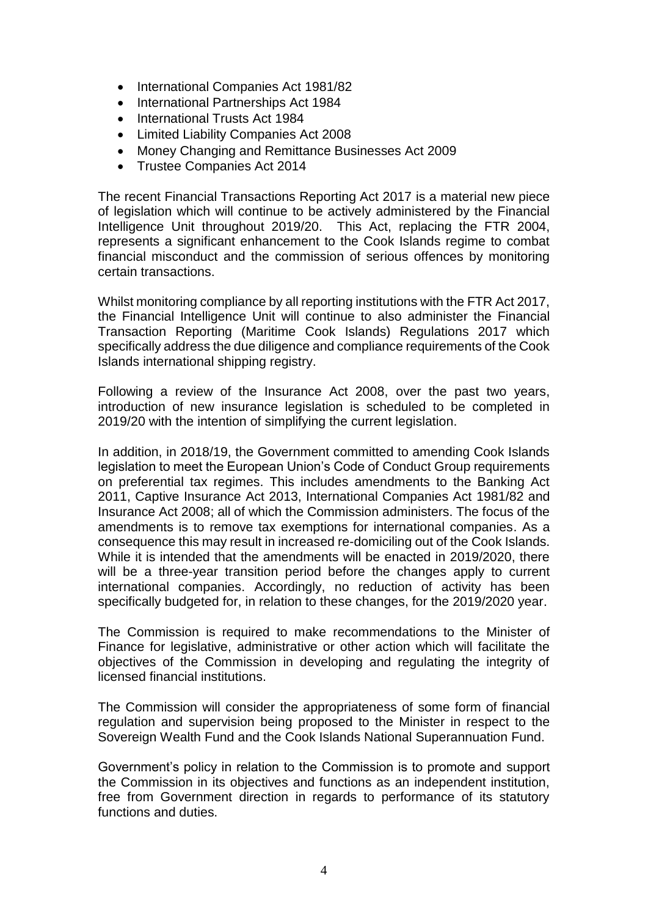- International Companies Act 1981/82
- International Partnerships Act 1984
- International Trusts Act 1984
- Limited Liability Companies Act 2008
- Money Changing and Remittance Businesses Act 2009
- Trustee Companies Act 2014

The recent Financial Transactions Reporting Act 2017 is a material new piece of legislation which will continue to be actively administered by the Financial Intelligence Unit throughout 2019/20. This Act, replacing the FTR 2004, represents a significant enhancement to the Cook Islands regime to combat financial misconduct and the commission of serious offences by monitoring certain transactions.

Whilst monitoring compliance by all reporting institutions with the FTR Act 2017, the Financial Intelligence Unit will continue to also administer the Financial Transaction Reporting (Maritime Cook Islands) Regulations 2017 which specifically address the due diligence and compliance requirements of the Cook Islands international shipping registry.

Following a review of the Insurance Act 2008, over the past two years, introduction of new insurance legislation is scheduled to be completed in 2019/20 with the intention of simplifying the current legislation.

In addition, in 2018/19, the Government committed to amending Cook Islands legislation to meet the European Union's Code of Conduct Group requirements on preferential tax regimes. This includes amendments to the Banking Act 2011, Captive Insurance Act 2013, International Companies Act 1981/82 and Insurance Act 2008; all of which the Commission administers. The focus of the amendments is to remove tax exemptions for international companies. As a consequence this may result in increased re-domiciling out of the Cook Islands. While it is intended that the amendments will be enacted in 2019/2020, there will be a three-year transition period before the changes apply to current international companies. Accordingly, no reduction of activity has been specifically budgeted for, in relation to these changes, for the 2019/2020 year.

The Commission is required to make recommendations to the Minister of Finance for legislative, administrative or other action which will facilitate the objectives of the Commission in developing and regulating the integrity of licensed financial institutions.

The Commission will consider the appropriateness of some form of financial regulation and supervision being proposed to the Minister in respect to the Sovereign Wealth Fund and the Cook Islands National Superannuation Fund.

Government's policy in relation to the Commission is to promote and support the Commission in its objectives and functions as an independent institution, free from Government direction in regards to performance of its statutory functions and duties.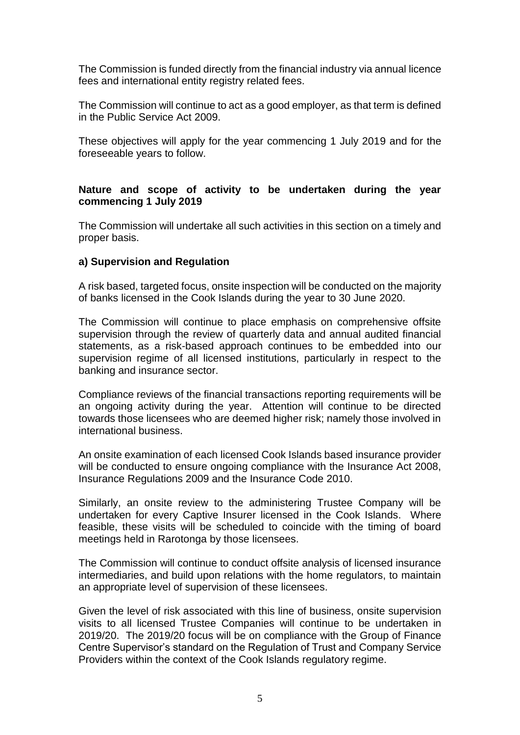The Commission is funded directly from the financial industry via annual licence fees and international entity registry related fees.

The Commission will continue to act as a good employer, as that term is defined in the Public Service Act 2009.

These objectives will apply for the year commencing 1 July 2019 and for the foreseeable years to follow.

**Nature and scope of activity to be undertaken during the year commencing 1 July 2019**

The Commission will undertake all such activities in this section on a timely and proper basis.

**a) Supervision and Regulation**

A risk based, targeted focus, onsite inspection will be conducted on the majority of banks licensed in the Cook Islands during the year to 30 June 2020.

The Commission will continue to place emphasis on comprehensive offsite supervision through the review of quarterly data and annual audited financial statements, as a risk-based approach continues to be embedded into our supervision regime of all licensed institutions, particularly in respect to the banking and insurance sector.

Compliance reviews of the financial transactions reporting requirements will be an ongoing activity during the year. Attention will continue to be directed towards those licensees who are deemed higher risk; namely those involved in international business.

An onsite examination of each licensed Cook Islands based insurance provider will be conducted to ensure ongoing compliance with the Insurance Act 2008, Insurance Regulations 2009 and the Insurance Code 2010.

Similarly, an onsite review to the administering Trustee Company will be undertaken for every Captive Insurer licensed in the Cook Islands. Where feasible, these visits will be scheduled to coincide with the timing of board meetings held in Rarotonga by those licensees.

The Commission will continue to conduct offsite analysis of licensed insurance intermediaries, and build upon relations with the home regulators, to maintain an appropriate level of supervision of these licensees.

Given the level of risk associated with this line of business, onsite supervision visits to all licensed Trustee Companies will continue to be undertaken in 2019/20. The 2019/20 focus will be on compliance with the Group of Finance Centre Supervisor's standard on the Regulation of Trust and Company Service Providers within the context of the Cook Islands regulatory regime.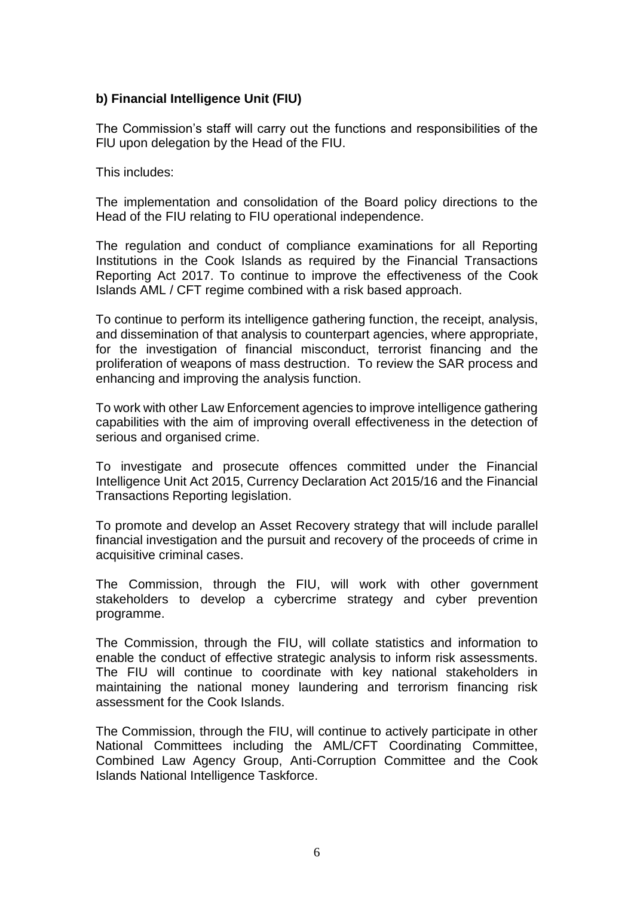**b) Financial Intelligence Unit (FIU)**

The Commission's staff will carry out the functions and responsibilities of the FlU upon delegation by the Head of the FIU.

This includes:

The implementation and consolidation of the Board policy directions to the Head of the FIU relating to FIU operational independence.

The regulation and conduct of compliance examinations for all Reporting Institutions in the Cook Islands as required by the Financial Transactions Reporting Act 2017. To continue to improve the effectiveness of the Cook Islands AML / CFT regime combined with a risk based approach.

To continue to perform its intelligence gathering function, the receipt, analysis, and dissemination of that analysis to counterpart agencies, where appropriate, for the investigation of financial misconduct, terrorist financing and the proliferation of weapons of mass destruction. To review the SAR process and enhancing and improving the analysis function.

To work with other Law Enforcement agencies to improve intelligence gathering capabilities with the aim of improving overall effectiveness in the detection of serious and organised crime.

To investigate and prosecute offences committed under the Financial Intelligence Unit Act 2015, Currency Declaration Act 2015/16 and the Financial Transactions Reporting legislation.

To promote and develop an Asset Recovery strategy that will include parallel financial investigation and the pursuit and recovery of the proceeds of crime in acquisitive criminal cases.

The Commission, through the FIU, will work with other government stakeholders to develop a cybercrime strategy and cyber prevention programme.

The Commission, through the FIU, will collate statistics and information to enable the conduct of effective strategic analysis to inform risk assessments. The FIU will continue to coordinate with key national stakeholders in maintaining the national money laundering and terrorism financing risk assessment for the Cook Islands.

The Commission, through the FIU, will continue to actively participate in other National Committees including the AML/CFT Coordinating Committee, Combined Law Agency Group, Anti-Corruption Committee and the Cook Islands National Intelligence Taskforce.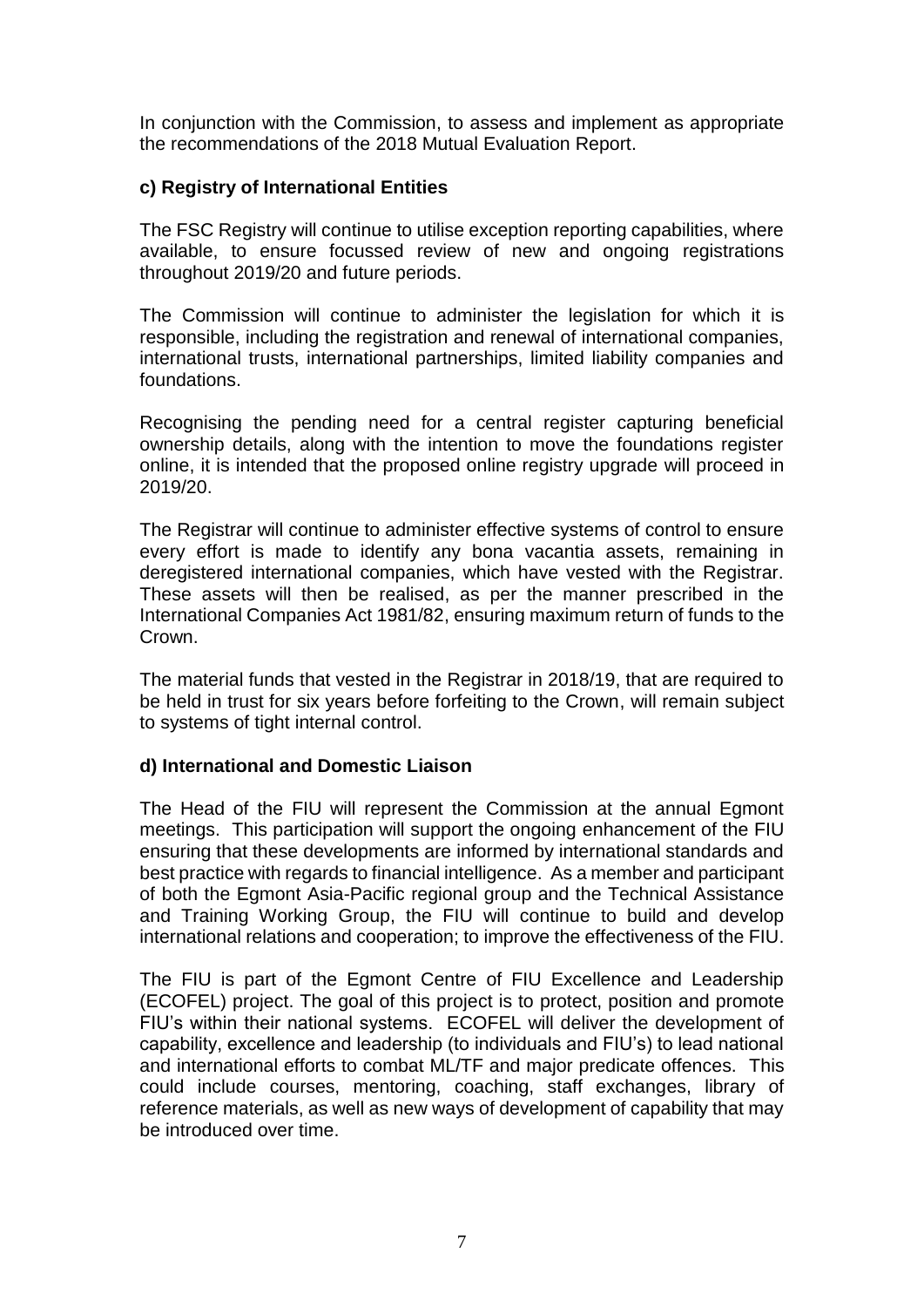In conjunction with the Commission, to assess and implement as appropriate the recommendations of the 2018 Mutual Evaluation Report.

### c) Registry of International Entities

The FSC Registry will continue to utilise exception reporting capabilities, where available, to ensure focussed review of new and ongoing registrations throughout 2019/20 and future periods.

The Commission will continue to administer the legislation for which it is responsible, including the registration and renewal of international companies, international trusts, international partnerships, limited liability companies and foundations.

Recognising the pending need for a central register capturing beneficial ownership details, along with the intention to move the foundations register online, it is intended that the proposed online registry upgrade will proceed in 2019/20.

The Registrar will continue to administer effective systems of control to ensure every effort is made to identify any bona vacantia assets, remaining in deregistered international companies, which have vested with the Registrar. These assets will then be realised, as per the manner prescribed in the International Companies Act 1981/82, ensuring maximum return of funds to the Crown.

The material funds that vested in the Registrar in 2018/19, that are required to be held in trust for six years before forfeiting to the Crown, will remain subject to systems of tight internal control.

### d) International and Domestic Liaison

The Head of the FIU will represent the Commission at the annual Egmont meetings. This participation will support the ongoing enhancement of the FIU ensuring that these developments are informed by international standards and best practice with regards to financial intelligence. As a member and participant of both the Egmont Asia-Pacific regional group and the Technical Assistance and Training Working Group, the FIU will continue to build and develop international relations and cooperation; to improve the effectiveness of the FIU.

The FIU is part of the Egmont Centre of FIU Excellence and Leadership (ECOFEL) project. The goal of this project is to protect, position and promote FIU's within their national systems. ECOFEL will deliver the development of capability, excellence and leadership (to individuals and FIU's) to lead national and international efforts to combat ML/TF and major predicate offences. This could include courses, mentoring, coaching, staff exchanges, library of reference materials, as well as new ways of development of capability that may be introduced over time.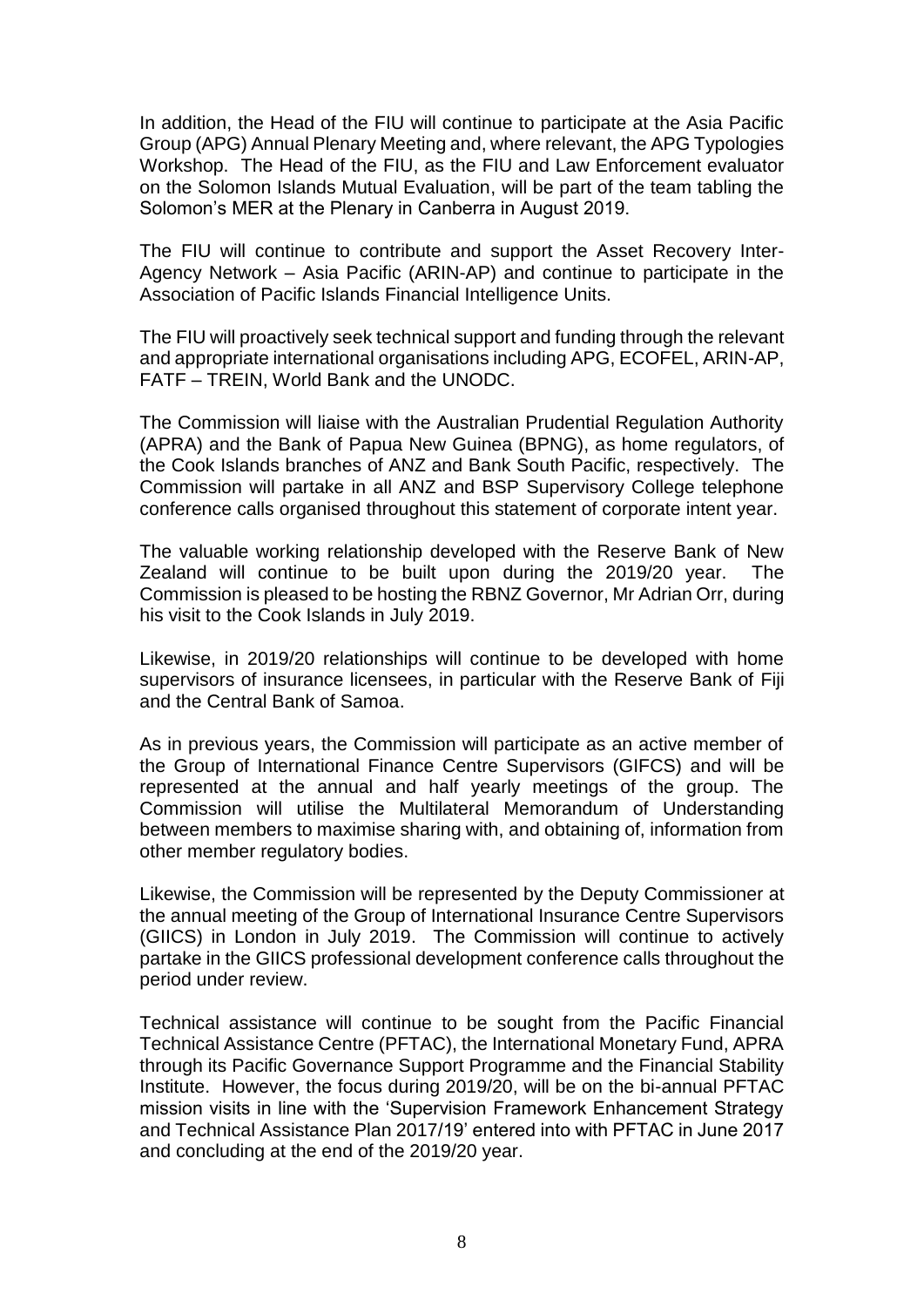In addition, the Head of the FIU will continue to participate at the Asia Pacific Group (APG) Annual Plenary Meeting and, where relevant, the APG Typologies Workshop. The Head of the FIU, as the FIU and Law Enforcement evaluator on the Solomon Islands Mutual Evaluation, will be part of the team tabling the Solomon's MER at the Plenary in Canberra in August 2019.

The FIU will continue to contribute and support the Asset Recovery Inter-Agency Network – Asia Pacific (ARIN-AP) and continue to participate in the Association of Pacific Islands Financial Intelligence Units.

The FIU will proactively seek technical support and funding through the relevant and appropriate international organisations including APG, ECOFEL, ARIN-AP, FATF – TREIN, World Bank and the UNODC.

The Commission will liaise with the Australian Prudential Regulation Authority (APRA) and the Bank of Papua New Guinea (BPNG), as home regulators, of the Cook Islands branches of ANZ and Bank South Pacific, respectively. The Commission will partake in all ANZ and BSP Supervisory College telephone conference calls organised throughout this statement of corporate intent year.

The valuable working relationship developed with the Reserve Bank of New Zealand will continue to be built upon during the 2019/20 year. The Commission is pleased to be hosting the RBNZ Governor, Mr Adrian Orr, during his visit to the Cook Islands in July 2019.

Likewise, in 2019/20 relationships will continue to be developed with home supervisors of insurance licensees, in particular with the Reserve Bank of Fiji and the Central Bank of Samoa.

As in previous years, the Commission will participate as an active member of the Group of International Finance Centre Supervisors (GIFCS) and will be represented at the annual and half yearly meetings of the group. The Commission will utilise the Multilateral Memorandum of Understanding between members to maximise sharing with, and obtaining of, information from other member regulatory bodies.

Likewise, the Commission will be represented by the Deputy Commissioner at the annual meeting of the Group of International Insurance Centre Supervisors (GIICS) in London in July 2019. The Commission will continue to actively partake in the GIICS professional development conference calls throughout the period under review.

Technical assistance will continue to be sought from the Pacific Financial Technical Assistance Centre (PFTAC), the International Monetary Fund, APRA through its Pacific Governance Support Programme and the Financial Stability Institute. However, the focus during 2019/20, will be on the bi-annual PFTAC mission visits in line with the 'Supervision Framework Enhancement Strategy and Technical Assistance Plan 2017/19' entered into with PFTAC in June 2017 and concluding at the end of the 2019/20 year.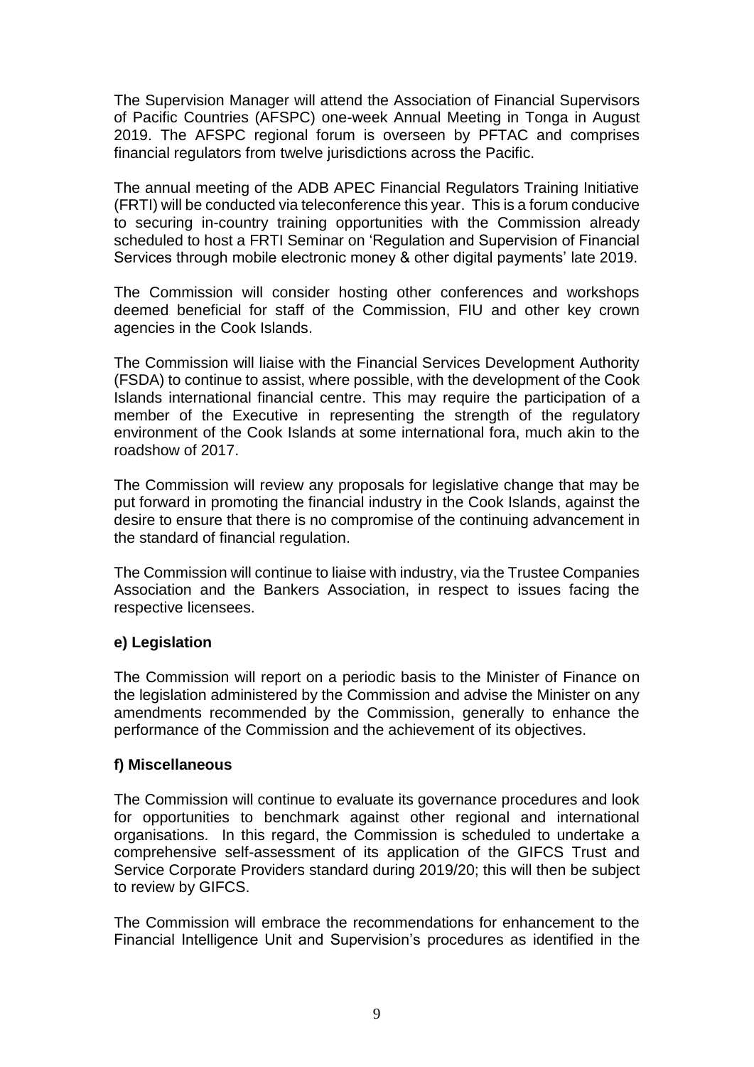The Supervision Manager will attend the Association of Financial Supervisors of Pacific Countries (AFSPC) one-week Annual Meeting in Tonga in August 2019. The AFSPC regional forum is overseen by PFTAC and comprises financial regulators from twelve jurisdictions across the Pacific.

The annual meeting of the ADB APEC Financial Regulators Training Initiative (FRTI) will be conducted via teleconference this year. This is a forum conducive to securing in-country training opportunities with the Commission already scheduled to host a FRTI Seminar on 'Regulation and Supervision of Financial Services through mobile electronic money & other digital payments' late 2019.

The Commission will consider hosting other conferences and workshops deemed beneficial for staff of the Commission, FIU and other key crown agencies in the Cook Islands.

The Commission will liaise with the Financial Services Development Authority (FSDA) to continue to assist, where possible, with the development of the Cook Islands international financial centre. This may require the participation of a member of the Executive in representing the strength of the regulatory environment of the Cook Islands at some international fora, much akin to the roadshow of 2017.

The Commission will review any proposals for legislative change that may be put forward in promoting the financial industry in the Cook Islands, against the desire to ensure that there is no compromise of the continuing advancement in the standard of financial regulation.

The Commission will continue to liaise with industry, via the Trustee Companies Association and the Bankers Association, in respect to issues facing the respective licensees.

**e) Legislation**

The Commission will report on a periodic basis to the Minister of Finance on the legislation administered by the Commission and advise the Minister on any amendments recommended by the Commission, generally to enhance the performance of the Commission and the achievement of its objectives.

**f) Miscellaneous**

The Commission will continue to evaluate its governance procedures and look for opportunities to benchmark against other regional and international organisations. In this regard, the Commission is scheduled to undertake a comprehensive self-assessment of its application of the GIFCS Trust and Service Corporate Providers standard during 2019/20; this will then be subject to review by GIFCS.

The Commission will embrace the recommendations for enhancement to the Financial Intelligence Unit and Supervision's procedures as identified in the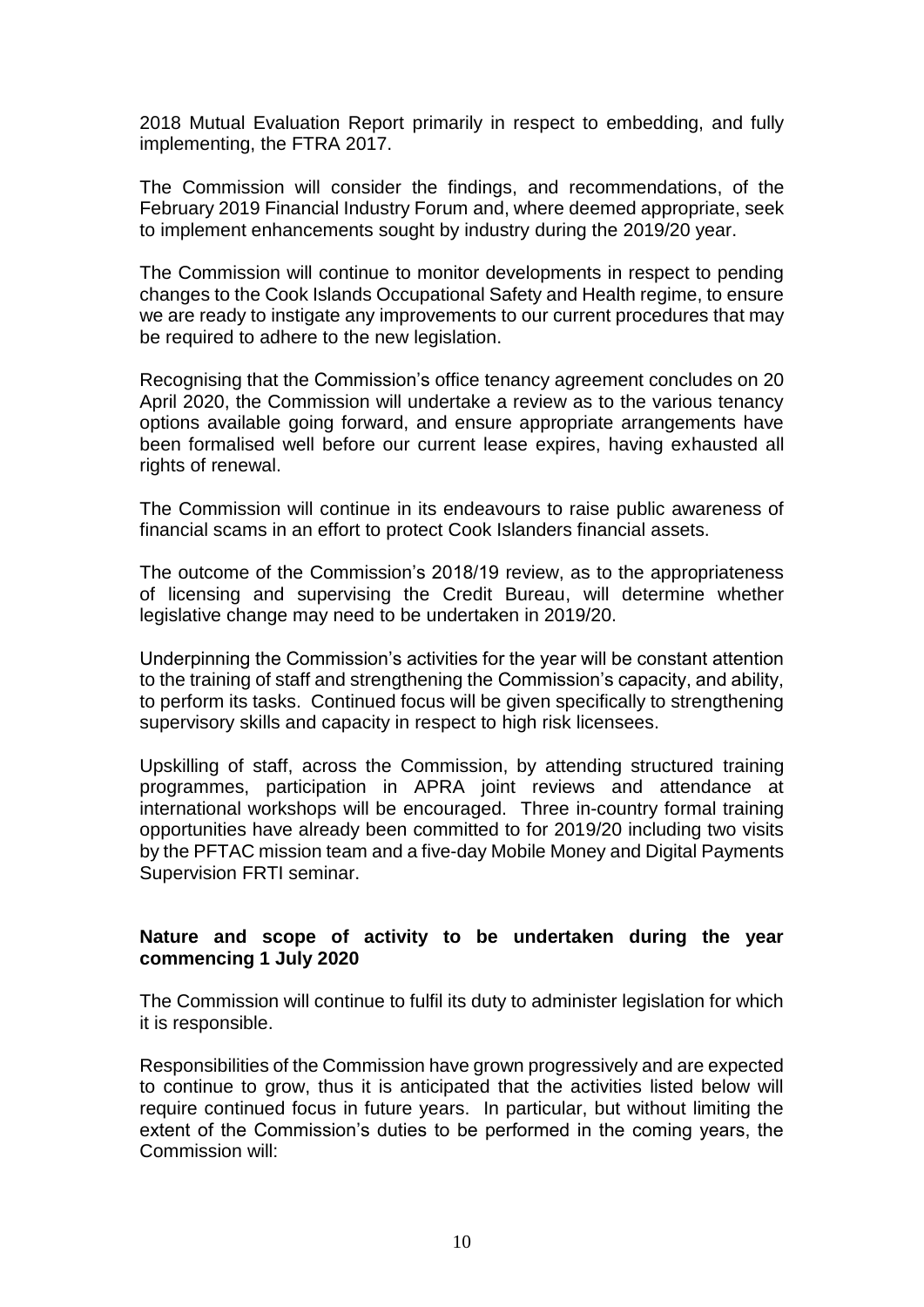2018 Mutual Evaluation Report primarily in respect to embedding, and fully implementing, the FTRA 2017.

The Commission will consider the findings, and recommendations, of the February 2019 Financial Industry Forum and, where deemed appropriate, seek to implement enhancements sought by industry during the 2019/20 year.

The Commission will continue to monitor developments in respect to pending changes to the Cook Islands Occupational Safety and Health regime, to ensure we are ready to instigate any improvements to our current procedures that may be required to adhere to the new legislation.

Recognising that the Commission's office tenancy agreement concludes on 20 April 2020, the Commission will undertake a review as to the various tenancy options available going forward, and ensure appropriate arrangements have been formalised well before our current lease expires, having exhausted all rights of renewal.

The Commission will continue in its endeavours to raise public awareness of financial scams in an effort to protect Cook Islanders financial assets.

The outcome of the Commission's 2018/19 review, as to the appropriateness of licensing and supervising the Credit Bureau, will determine whether legislative change may need to be undertaken in 2019/20.

Underpinning the Commission's activities for the year will be constant attention to the training of staff and strengthening the Commission's capacity, and ability, to perform its tasks. Continued focus will be given specifically to strengthening supervisory skills and capacity in respect to high risk licensees.

Upskilling of staff, across the Commission, by attending structured training programmes, participation in APRA joint reviews and attendance at international workshops will be encouraged. Three in-country formal training opportunities have already been committed to for 2019/20 including two visits by the PFTAC mission team and a five-day Mobile Money and Digital Payments Supervision FRTI seminar.

**Nature and scope of activity to be undertaken during the year commencing 1 July 2020**

The Commission will continue to fulfil its duty to administer legislation for which it is responsible.

Responsibilities of the Commission have grown progressively and are expected to continue to grow, thus it is anticipated that the activities listed below will require continued focus in future years. In particular, but without limiting the extent of the Commission's duties to be performed in the coming years, the Commission will: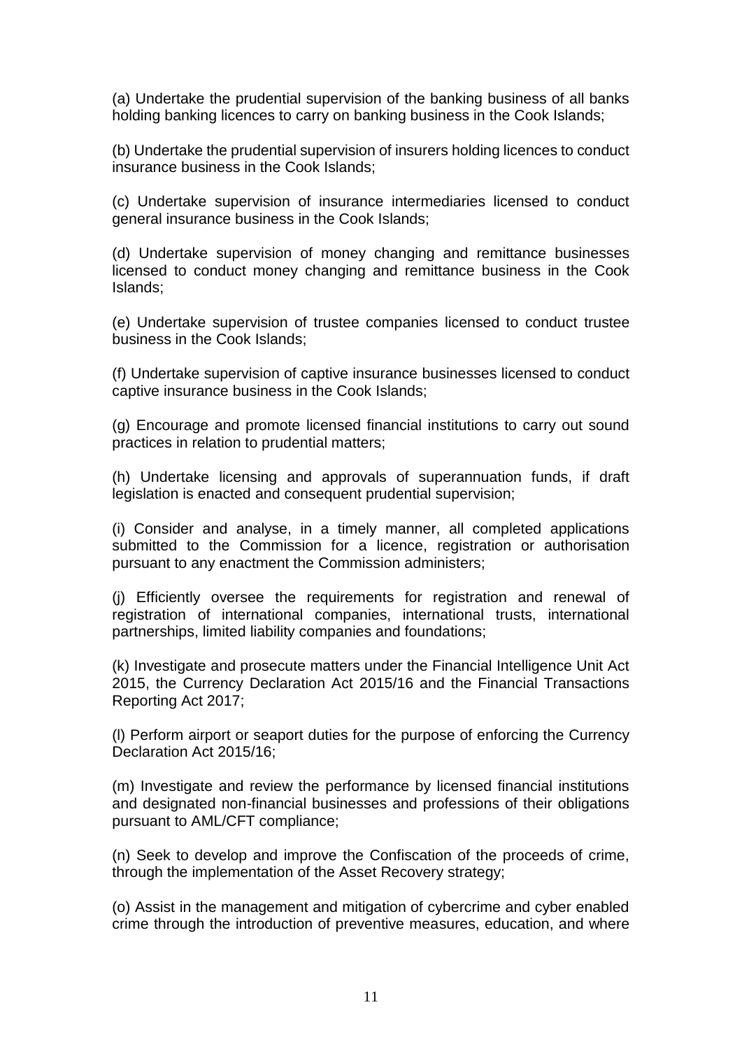(a) Undertake the prudential supervision of the banking business of all banks holding banking licences to carry on banking business in the Cook Islands;

(b) Undertake the prudential supervision of insurers holding licences to conduct insurance business in the Cook Islands;

(c) Undertake supervision of insurance intermediaries licensed to conduct general insurance business in the Cook Islands;

(d) Undertake supervision of money changing and remittance businesses licensed to conduct money changing and remittance business in the Cook Islands;

(e) Undertake supervision of trustee companies licensed to conduct trustee business in the Cook Islands;

(f) Undertake supervision of captive insurance businesses licensed to conduct captive insurance business in the Cook Islands;

(g) Encourage and promote licensed financial institutions to carry out sound practices in relation to prudential matters;

(h) Undertake licensing and approvals of superannuation funds, if draft legislation is enacted and consequent prudential supervision;

(i) Consider and analyse, in a timely manner, all completed applications submitted to the Commission for a licence, registration or authorisation pursuant to any enactment the Commission administers;

(j) Efficiently oversee the requirements for registration and renewal of registration of international companies, international trusts, international partnerships, limited liability companies and foundations;

(k) Investigate and prosecute matters under the Financial Intelligence Unit Act 2015, the Currency Declaration Act 2015/16 and the Financial Transactions Reporting Act 2017;

(l) Perform airport or seaport duties for the purpose of enforcing the Currency Declaration Act 2015/16;

(m) Investigate and review the performance by licensed financial institutions and designated non-financial businesses and professions of their obligations pursuant to AML/CFT compliance;

(n) Seek to develop and improve the Confiscation of the proceeds of crime, through the implementation of the Asset Recovery strategy;

(o) Assist in the management and mitigation of cybercrime and cyber enabled crime through the introduction of preventive measures, education, and where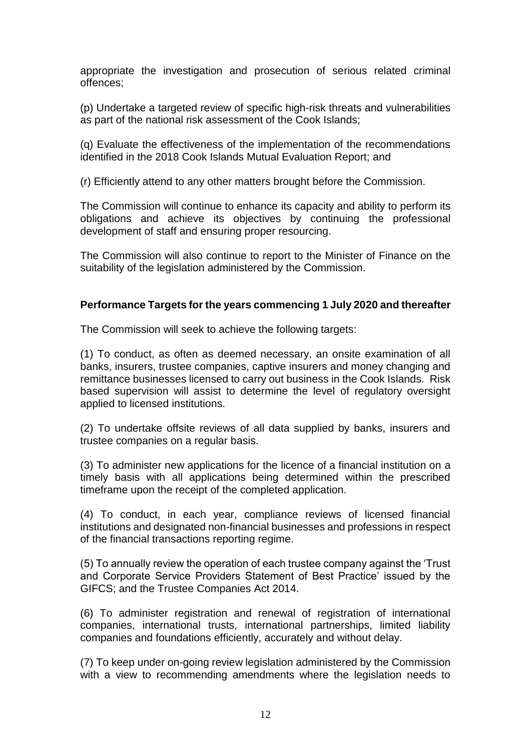appropriate the investigation and prosecution of serious related criminal offences;

(p) Undertake a targeted review of specific high-risk threats and vulnerabilities as part of the national risk assessment of the Cook Islands;

(q) Evaluate the effectiveness of the implementation of the recommendations identified in the 2018 Cook Islands Mutual Evaluation Report; and

(r) Efficiently attend to any other matters brought before the Commission.

The Commission will continue to enhance its capacity and ability to perform its obligations and achieve its objectives by continuing the professional development of staff and ensuring proper resourcing.

The Commission will also continue to report to the Minister of Finance on the suitability of the legislation administered by the Commission.

**Performance Targets for the years commencing 1 July 2020 and thereafter**

The Commission will seek to achieve the following targets:

(1) To conduct, as often as deemed necessary, an onsite examination of all banks, insurers, trustee companies, captive insurers and money changing and remittance businesses licensed to carry out business in the Cook Islands. Risk based supervision will assist to determine the level of regulatory oversight applied to licensed institutions.

(2) To undertake offsite reviews of all data supplied by banks, insurers and trustee companies on a regular basis.

(3) To administer new applications for the licence of a financial institution on a timely basis with all applications being determined within the prescribed timeframe upon the receipt of the completed application.

(4) To conduct, in each year, compliance reviews of licensed financial institutions and designated non-financial businesses and professions in respect of the financial transactions reporting regime.

(5) To annually review the operation of each trustee company against the 'Trust and Corporate Service Providers Statement of Best Practice' issued by the GIFCS; and the Trustee Companies Act 2014.

(6) To administer registration and renewal of registration of international companies, international trusts, international partnerships, limited liability companies and foundations efficiently, accurately and without delay.

(7) To keep under on-going review legislation administered by the Commission with a view to recommending amendments where the legislation needs to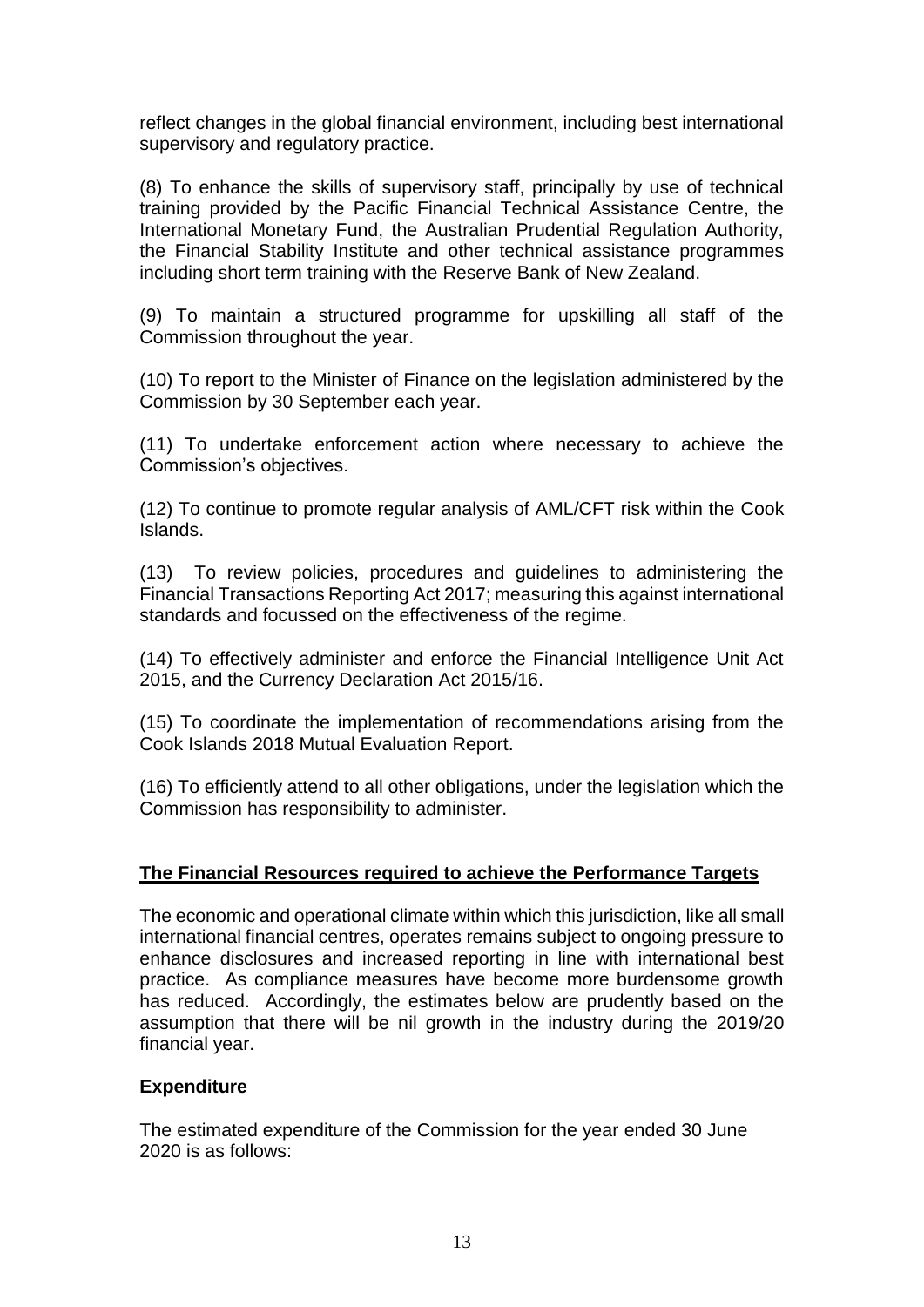reflect changes in the global financial environment, including best international supervisory and regulatory practice.

(8) To enhance the skills of supervisory staff, principally by use of technical training provided by the Pacific Financial Technical Assistance Centre, the International Monetary Fund, the Australian Prudential Regulation Authority, the Financial Stability Institute and other technical assistance programmes including short term training with the Reserve Bank of New Zealand.

(9) To maintain a structured programme for upskilling all staff of the Commission throughout the year.

(10) To report to the Minister of Finance on the legislation administered by the Commission by 30 September each year.

(11) To undertake enforcement action where necessary to achieve the Commission's objectives.

(12) To continue to promote regular analysis of AML/CFT risk within the Cook Islands.

(13) To review policies, procedures and guidelines to administering the Financial Transactions Reporting Act 2017; measuring this against international standards and focussed on the effectiveness of the regime.

(14) To effectively administer and enforce the Financial Intelligence Unit Act 2015, and the Currency Declaration Act 2015/16.

(15) To coordinate the implementation of recommendations arising from the Cook Islands 2018 Mutual Evaluation Report.

(16) To efficiently attend to all other obligations, under the legislation which the Commission has responsibility to administer.

## The Financial Resources required to achieve the Performance Targets

The economic and operational climate within which this jurisdiction, like all small international financial centres, operates remains subject to ongoing pressure to enhance disclosures and increased reporting in line with international best practice. As compliance measures have become more burdensome growth has reduced. Accordingly, the estimates below are prudently based on the assumption that there will be nil growth in the industry during the 2019/20 financial year.

### Expenditure

The estimated expenditure of the Commission for the year ended 30 June 2020 is as follows: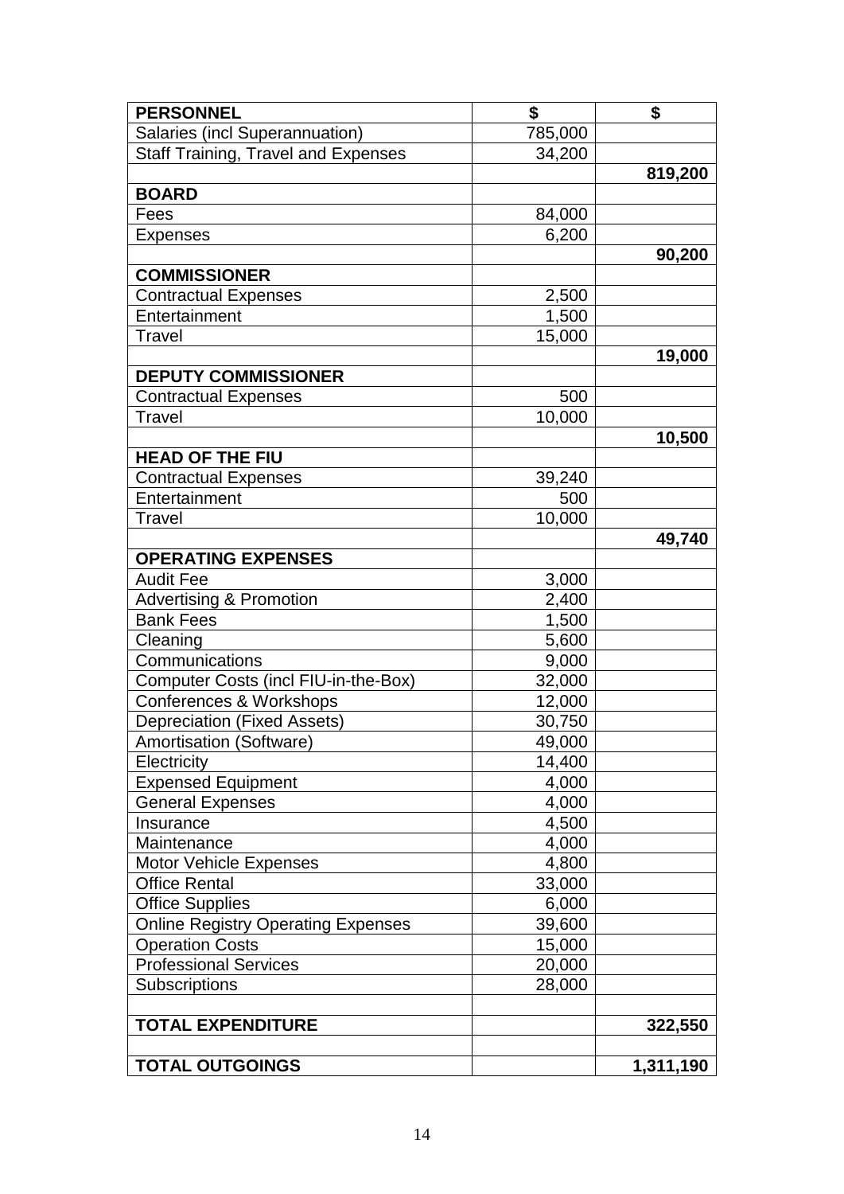| PERSONNEL | $ | $ |
|---|---|---|
| Salaries (incl Superannuation) | 785,000 | |
| Staff Training, Travel and Expenses | 34,200 | |
| | | **819,200** |
| **BOARD** | | |
| Fees | 84,000 | |
| Expenses | 6,200 | |
| | | **90,200** |
| **COMMISSIONER** | | |
| Contractual Expenses | 2,500 | |
| Entertainment | 1,500 | |
| Travel | 15,000 | |
| | | **19,000** |
| **DEPUTY COMMISSIONER** | | |
| Contractual Expenses | 500 | |
| Travel | 10,000 | |
| | | **10,500** |
| **HEAD OF THE FIU** | | |
| Contractual Expenses | 39,240 | |
| Entertainment | 500 | |
| Travel | 10,000 | |
| | | **49,740** |
| **OPERATING EXPENSES** | | |
| Audit Fee | 3,000 | |
| Advertising & Promotion | 2,400 | |
| Bank Fees | 1,500 | |
| Cleaning | 5,600 | |
| Communications | 9,000 | |
| Computer Costs (incl FIU-in-the-Box) | 32,000 | |
| Conferences & Workshops | 12,000 | |
| Depreciation (Fixed Assets) | 30,750 | |
| Amortisation (Software) | 49,000 | |
| Electricity | 14,400 | |
| Expensed Equipment | 4,000 | |
| General Expenses | 4,000 | |
| Insurance | 4,500 | |
| Maintenance | 4,000 | |
| Motor Vehicle Expenses | 4,800 | |
| Office Rental | 33,000 | |
| Office Supplies | 6,000 | |
| Online Registry Operating Expenses | 39,600 | |
| Operation Costs | 15,000 | |
| Professional Services | 20,000 | |
| Subscriptions | 28,000 | |
| | | |
| **TOTAL EXPENDITURE** | | **322,550** |
| | | |
| **TOTAL OUTGOINGS** | | **1,311,190** |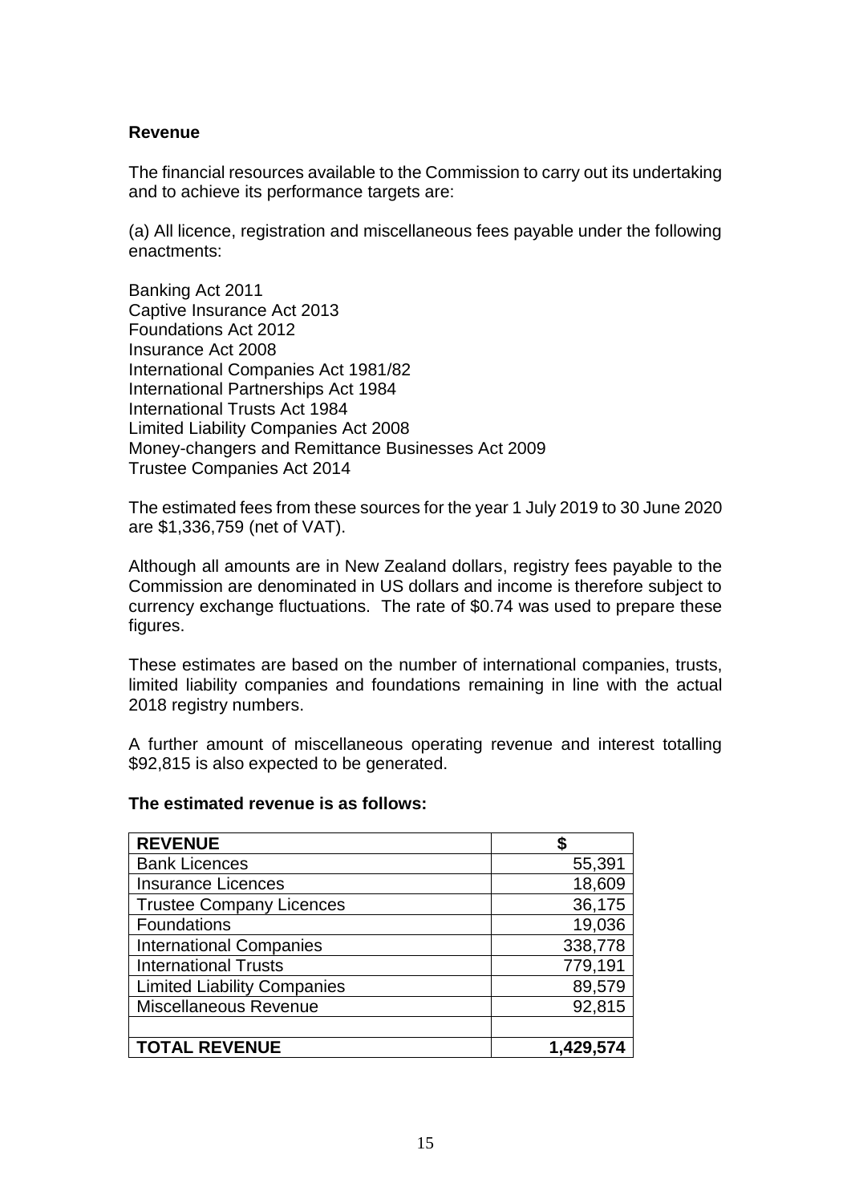**Revenue**

The financial resources available to the Commission to carry out its undertaking and to achieve its performance targets are:

(a) All licence, registration and miscellaneous fees payable under the following enactments:

Banking Act 2011
Captive Insurance Act 2013
Foundations Act 2012
Insurance Act 2008
International Companies Act 1981/82
International Partnerships Act 1984
International Trusts Act 1984
Limited Liability Companies Act 2008
Money-changers and Remittance Businesses Act 2009
Trustee Companies Act 2014

The estimated fees from these sources for the year 1 July 2019 to 30 June 2020 are $1,336,759 (net of VAT).

Although all amounts are in New Zealand dollars, registry fees payable to the Commission are denominated in US dollars and income is therefore subject to currency exchange fluctuations. The rate of $0.74 was used to prepare these figures.

These estimates are based on the number of international companies, trusts, limited liability companies and foundations remaining in line with the actual 2018 registry numbers.

A further amount of miscellaneous operating revenue and interest totalling $92,815 is also expected to be generated.

**The estimated revenue is as follows:**

| REVENUE | $ |
|---|---|
| Bank Licences | 55,391 |
| Insurance Licences | 18,609 |
| Trustee Company Licences | 36,175 |
| Foundations | 19,036 |
| International Companies | 338,778 |
| International Trusts | 779,191 |
| Limited Liability Companies | 89,579 |
| Miscellaneous Revenue | 92,815 |
| | |
| **TOTAL REVENUE** | **1,429,574** |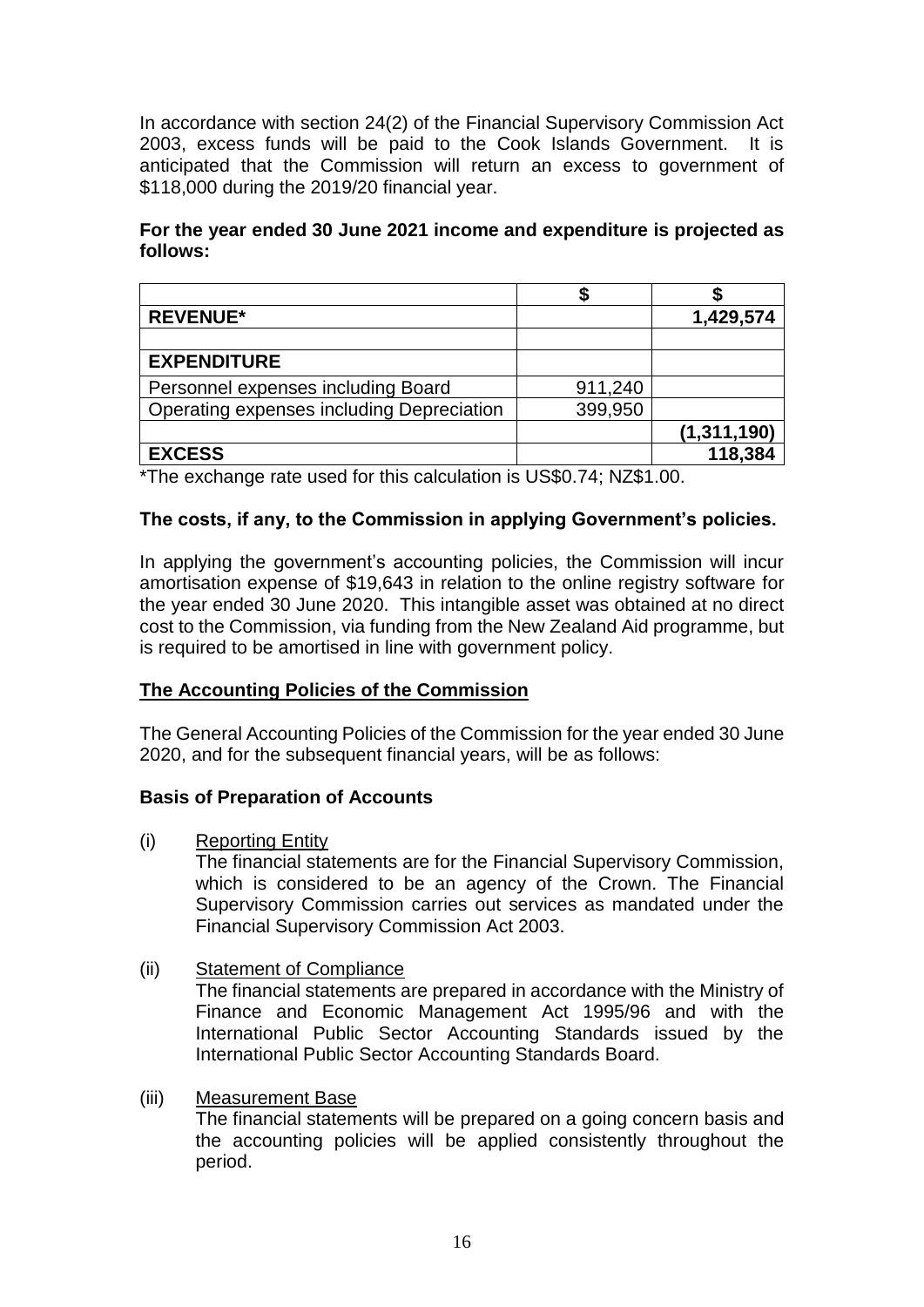In accordance with section 24(2) of the Financial Supervisory Commission Act 2003, excess funds will be paid to the Cook Islands Government. It is anticipated that the Commission will return an excess to government of $118,000 during the 2019/20 financial year.

**For the year ended 30 June 2021 income and expenditure is projected as follows:**

| | $ | $ |
|---|---|---|
| **REVENUE*** | | **1,429,574** |
| | | |
| **EXPENDITURE** | | |
| Personnel expenses including Board | 911,240 | |
| Operating expenses including Depreciation | 399,950 | |
| | | **(1,311,190)** |
| **EXCESS** | | **118,384** |

*The exchange rate used for this calculation is US$0.74; NZ$1.00.

**The costs, if any, to the Commission in applying Government's policies.**

In applying the government's accounting policies, the Commission will incur amortisation expense of $19,643 in relation to the online registry software for the year ended 30 June 2020. This intangible asset was obtained at no direct cost to the Commission, via funding from the New Zealand Aid programme, but is required to be amortised in line with government policy.

## The Accounting Policies of the Commission

The General Accounting Policies of the Commission for the year ended 30 June 2020, and for the subsequent financial years, will be as follows:

### Basis of Preparation of Accounts

(i) Reporting Entity
The financial statements are for the Financial Supervisory Commission, which is considered to be an agency of the Crown. The Financial Supervisory Commission carries out services as mandated under the Financial Supervisory Commission Act 2003.

(ii) Statement of Compliance
The financial statements are prepared in accordance with the Ministry of Finance and Economic Management Act 1995/96 and with the International Public Sector Accounting Standards issued by the International Public Sector Accounting Standards Board.

(iii) Measurement Base
The financial statements will be prepared on a going concern basis and the accounting policies will be applied consistently throughout the period.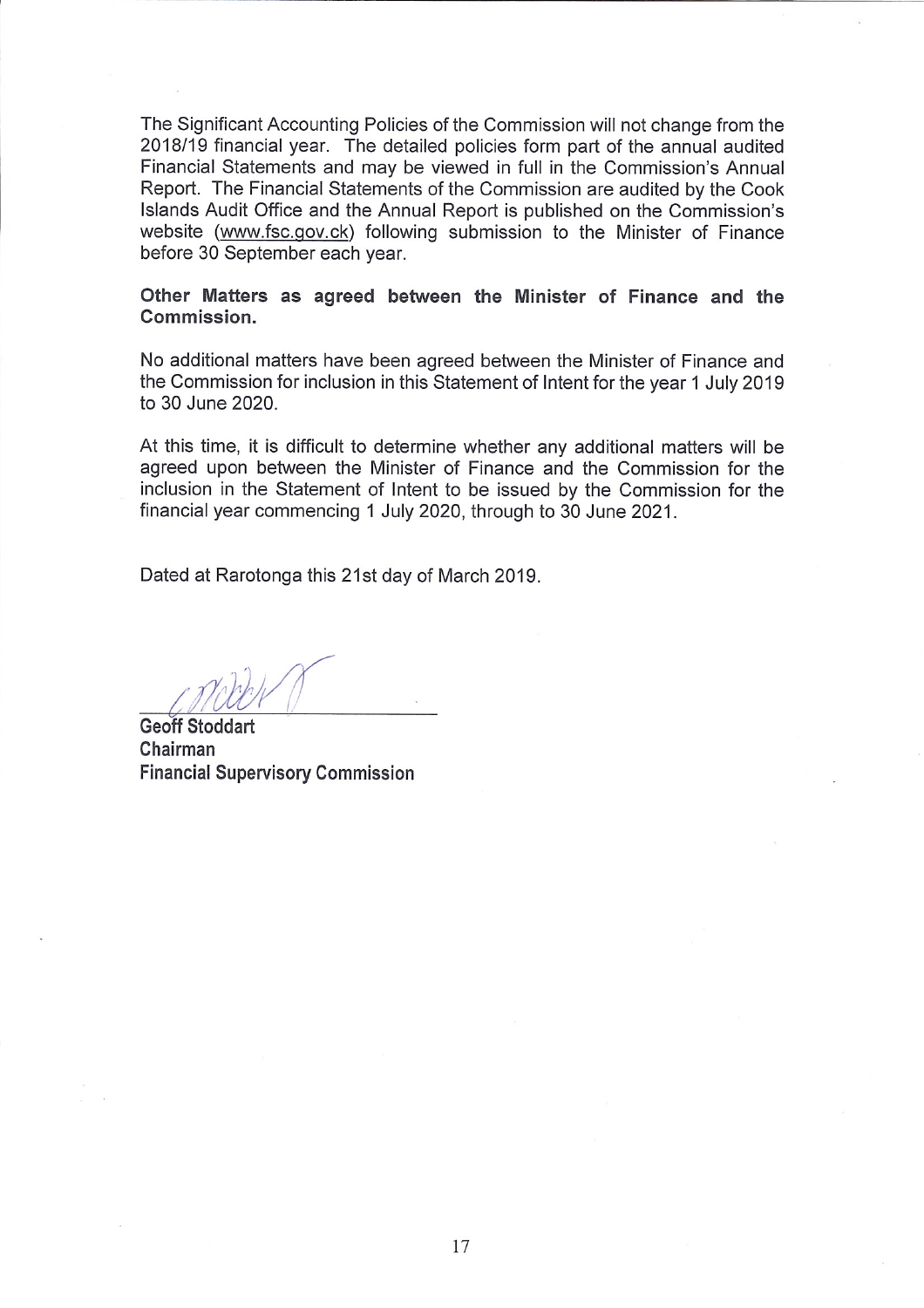The Significant Accounting Policies of the Commission will not change from the 2018/19 financial year. The detailed policies form part of the annual audited Financial Statements and may be viewed in full in the Commission's Annual Report. The Financial Statements of the Commission are audited by the Cook Islands Audit Office and the Annual Report is published on the Commission's website (www.fsc.gov.ck) following submission to the Minister of Finance before 30 September each year.

**Other Matters as agreed between the Minister of Finance and the Commission.**

No additional matters have been agreed between the Minister of Finance and the Commission for inclusion in this Statement of Intent for the year 1 July 2019 to 30 June 2020.

At this time, it is difficult to determine whether any additional matters will be agreed upon between the Minister of Finance and the Commission for the inclusion in the Statement of Intent to be issued by the Commission for the financial year commencing 1 July 2020, through to 30 June 2021.

Dated at Rarotonga this 21st day of March 2019.

**Geoff Stoddart**
**Chairman**
**Financial Supervisory Commission**